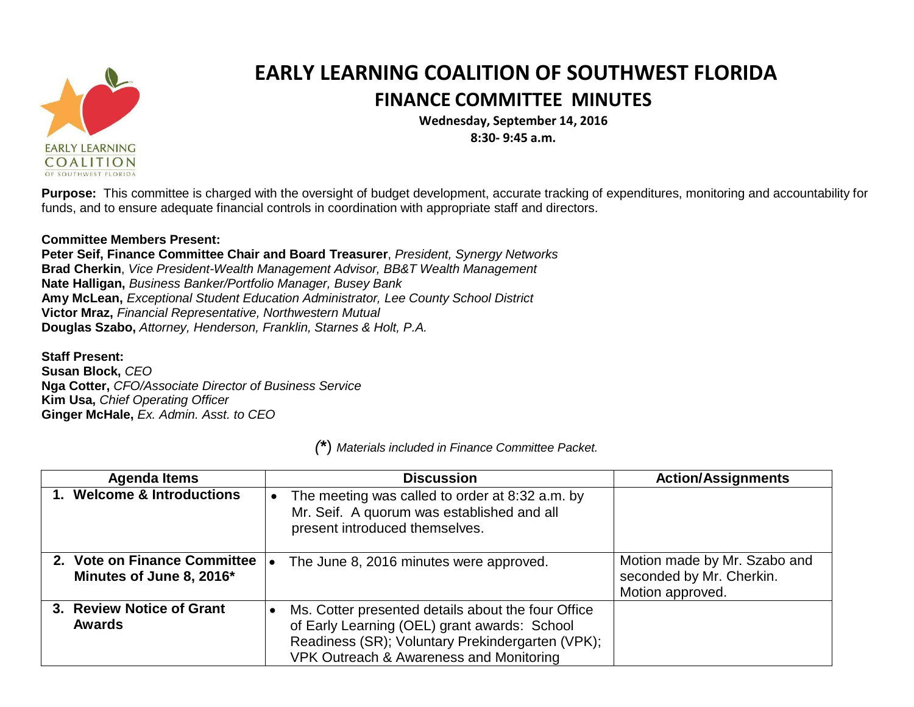# EARLY LEARNING COALITION OF SOUTHWEST FLORIDA

## FINANCE COMMITTEE MINUTES

**Wednesday, September 14, 2016**
**8:30- 9:45 a.m.**

**Purpose:** This committee is charged with the oversight of budget development, accurate tracking of expenditures, monitoring and accountability for funds, and to ensure adequate financial controls in coordination with appropriate staff and directors.

**Committee Members Present:**
**Peter Seif, Finance Committee Chair and Board Treasurer**, *President, Synergy Networks*
**Brad Cherkin**, *Vice President-Wealth Management Advisor, BB&T Wealth Management*
**Nate Halligan,** *Business Banker/Portfolio Manager, Busey Bank*
**Amy McLean,** *Exceptional Student Education Administrator, Lee County School District*
**Victor Mraz,** *Financial Representative, Northwestern Mutual*
**Douglas Szabo,** *Attorney, Henderson, Franklin, Starnes & Holt, P.A.*

**Staff Present:**
**Susan Block,** *CEO*
**Nga Cotter,** *CFO/Associate Director of Business Service*
**Kim Usa,** *Chief Operating Officer*
**Ginger McHale,** *Ex. Admin. Asst. to CEO*

*(*\*) *Materials included in Finance Committee Packet.*

| Agenda Items | Discussion | Action/Assignments |
|---|---|---|
| **1. Welcome & Introductions** | • The meeting was called to order at 8:32 a.m. by Mr. Seif. A quorum was established and all present introduced themselves. | |
| **2. Vote on Finance Committee Minutes of June 8, 2016\*** | • The June 8, 2016 minutes were approved. | Motion made by Mr. Szabo and seconded by Mr. Cherkin. Motion approved. |
| **3. Review Notice of Grant Awards** | • Ms. Cotter presented details about the four Office of Early Learning (OEL) grant awards: School Readiness (SR); Voluntary Prekindergarten (VPK); VPK Outreach & Awareness and Monitoring | |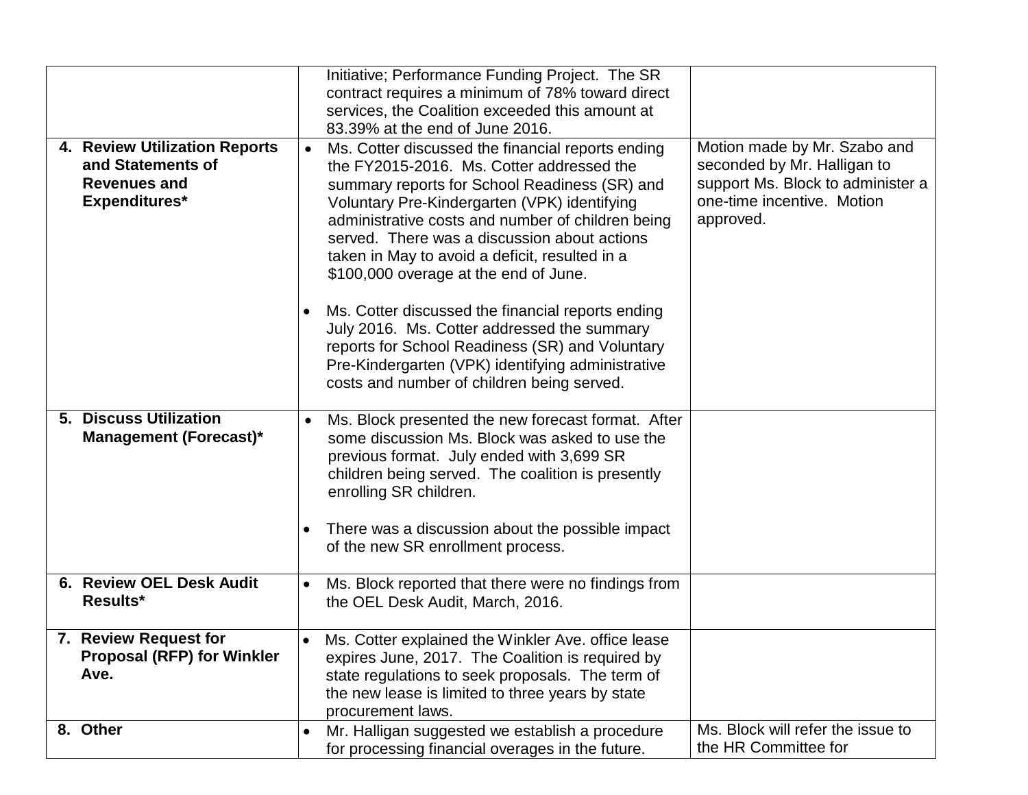| | | |
|---|---|---|
| | Initiative; Performance Funding Project. The SR contract requires a minimum of 78% toward direct services, the Coalition exceeded this amount at 83.39% at the end of June 2016. | |
| **4. Review Utilization Reports and Statements of Revenues and Expenditures*** | • Ms. Cotter discussed the financial reports ending the FY2015-2016. Ms. Cotter addressed the summary reports for School Readiness (SR) and Voluntary Pre-Kindergarten (VPK) identifying administrative costs and number of children being served. There was a discussion about actions taken in May to avoid a deficit, resulted in a $100,000 overage at the end of June.<br><br>• Ms. Cotter discussed the financial reports ending July 2016. Ms. Cotter addressed the summary reports for School Readiness (SR) and Voluntary Pre-Kindergarten (VPK) identifying administrative costs and number of children being served. | Motion made by Mr. Szabo and seconded by Mr. Halligan to support Ms. Block to administer a one-time incentive. Motion approved. |
| **5. Discuss Utilization Management (Forecast)*** | • Ms. Block presented the new forecast format. After some discussion Ms. Block was asked to use the previous format. July ended with 3,699 SR children being served. The coalition is presently enrolling SR children.<br><br>• There was a discussion about the possible impact of the new SR enrollment process. | |
| **6. Review OEL Desk Audit Results*** | • Ms. Block reported that there were no findings from the OEL Desk Audit, March, 2016. | |
| **7. Review Request for Proposal (RFP) for Winkler Ave.** | • Ms. Cotter explained the Winkler Ave. office lease expires June, 2017. The Coalition is required by state regulations to seek proposals. The term of the new lease is limited to three years by state procurement laws. | |
| **8. Other** | • Mr. Halligan suggested we establish a procedure for processing financial overages in the future. | Ms. Block will refer the issue to the HR Committee for |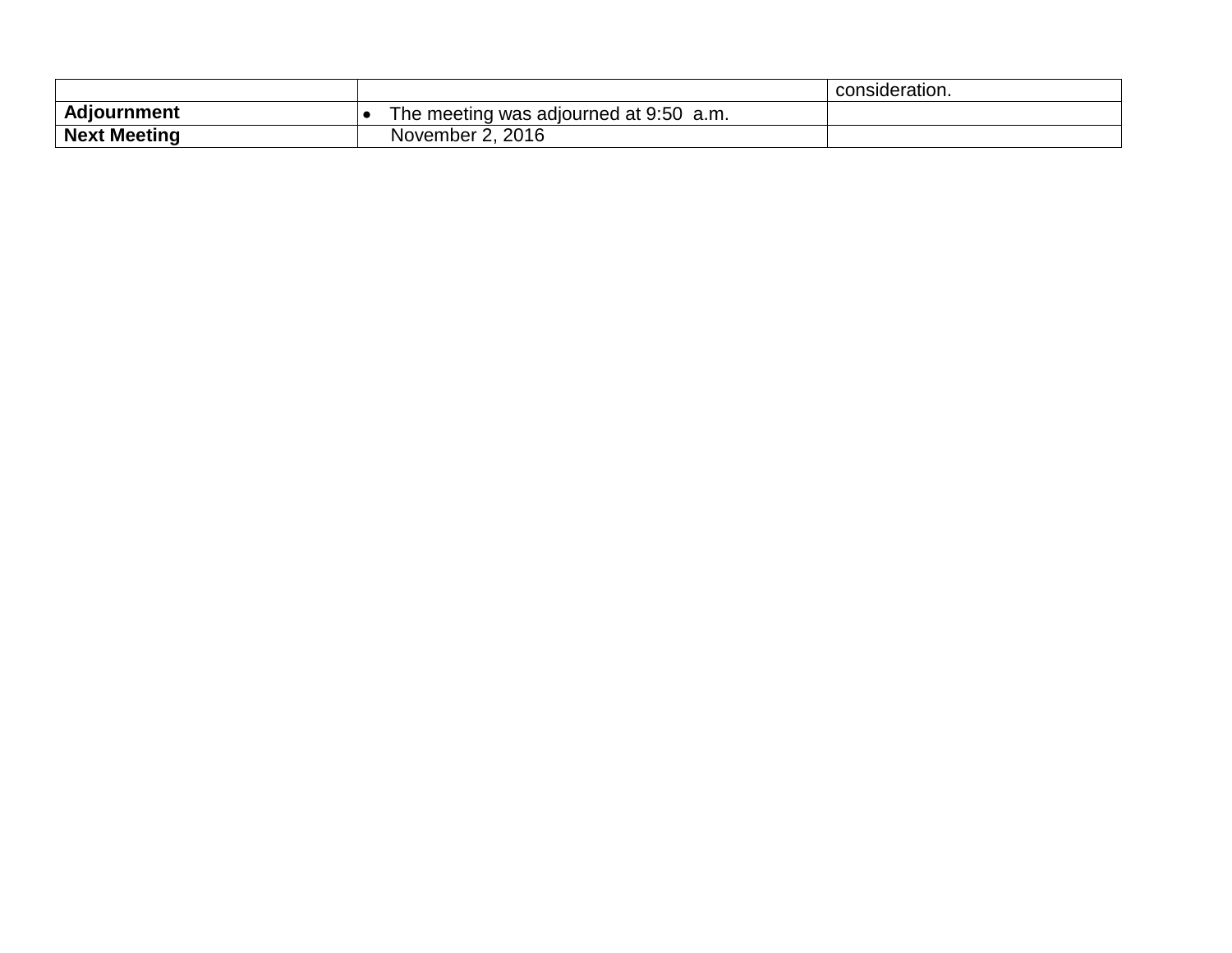| | | |
|---|---|---|
| | | consideration. |
| **Adjournment** | • The meeting was adjourned at 9:50 a.m. | |
| **Next Meeting** | November 2, 2016 | |